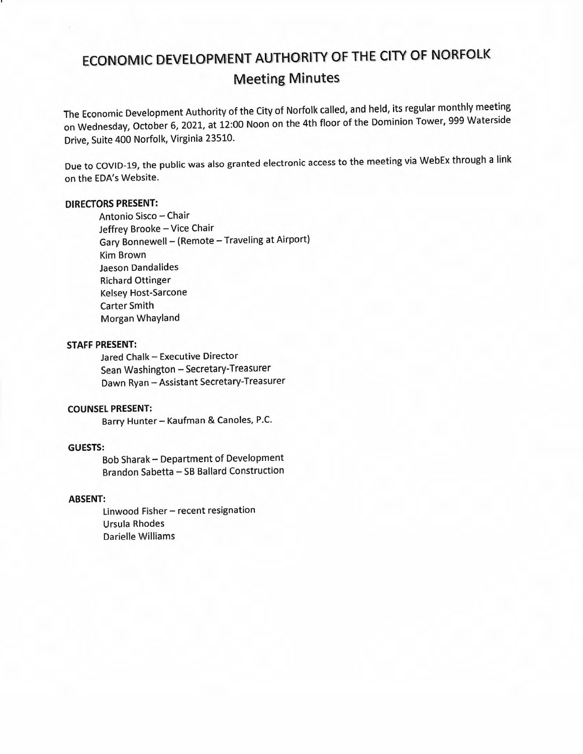# ECONOMIC DEVELOPMENT AUTHORITY OF THE CITY OF NORFOLK

## Meeting Minutes

The Economic Development Authority of the City of Norfolk called, and held, its regular monthly meeting on Wednesday, October 6, 2021, at 12:00 Noon on the 4th floor of the Dominion Tower, 999 Waterside Drive, Suite 400 Norfolk, Virginia 23510.

Due to COVID-19, the public was also granted electronic access to the meeting via WebEx through a link on the EDA's Website.

**DIRECTORS PRESENT:**

Antonio Sisco – Chair
Jeffrey Brooke – Vice Chair
Gary Bonnewell – (Remote – Traveling at Airport)
Kim Brown
Jaeson Dandalides
Richard Ottinger
Kelsey Host-Sarcone
Carter Smith
Morgan Whayland

**STAFF PRESENT:**

Jared Chalk – Executive Director
Sean Washington – Secretary-Treasurer
Dawn Ryan – Assistant Secretary-Treasurer

**COUNSEL PRESENT:**

Barry Hunter – Kaufman & Canoles, P.C.

**GUESTS:**

Bob Sharak – Department of Development
Brandon Sabetta – SB Ballard Construction

**ABSENT:**

Linwood Fisher – recent resignation
Ursula Rhodes
Darielle Williams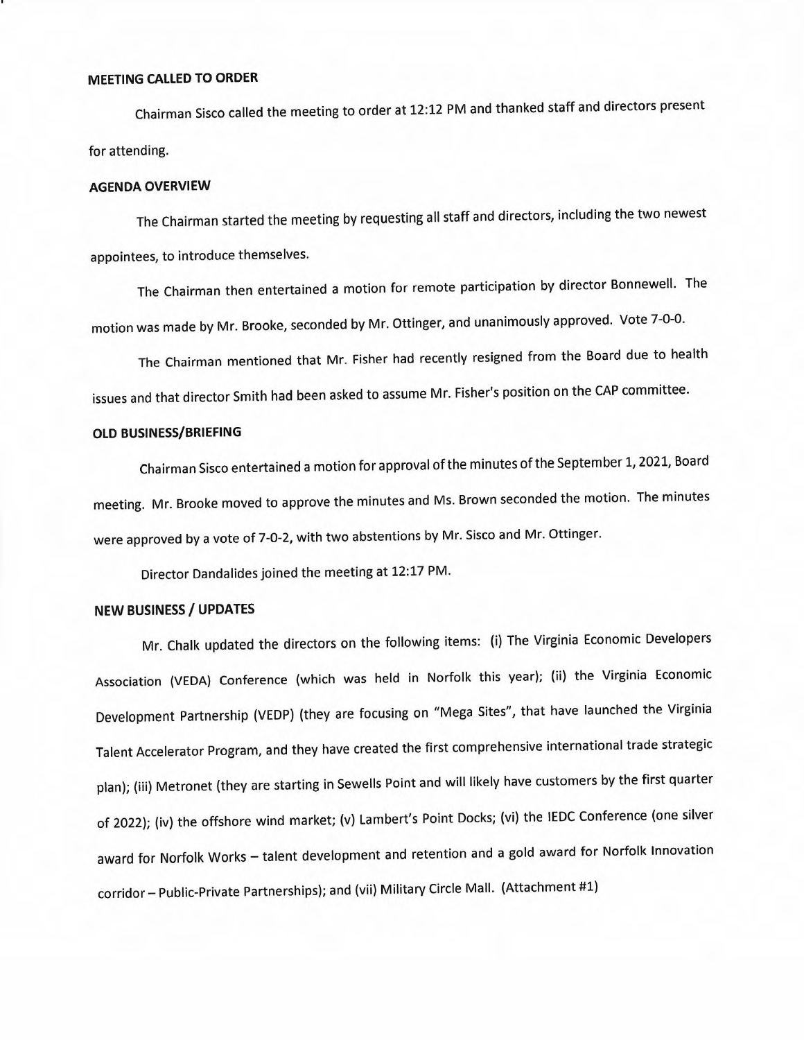**MEETING CALLED TO ORDER**

Chairman Sisco called the meeting to order at 12:12 PM and thanked staff and directors present for attending.

**AGENDA OVERVIEW**

The Chairman started the meeting by requesting all staff and directors, including the two newest appointees, to introduce themselves.

The Chairman then entertained a motion for remote participation by director Bonnewell. The motion was made by Mr. Brooke, seconded by Mr. Ottinger, and unanimously approved. Vote 7-0-0.

The Chairman mentioned that Mr. Fisher had recently resigned from the Board due to health issues and that director Smith had been asked to assume Mr. Fisher's position on the CAP committee.

**OLD BUSINESS/BRIEFING**

Chairman Sisco entertained a motion for approval of the minutes of the September 1, 2021, Board meeting. Mr. Brooke moved to approve the minutes and Ms. Brown seconded the motion. The minutes were approved by a vote of 7-0-2, with two abstentions by Mr. Sisco and Mr. Ottinger.

Director Dandalides joined the meeting at 12:17 PM.

**NEW BUSINESS / UPDATES**

Mr. Chalk updated the directors on the following items: (i) The Virginia Economic Developers Association (VEDA) Conference (which was held in Norfolk this year); (ii) the Virginia Economic Development Partnership (VEDP) (they are focusing on "Mega Sites", that have launched the Virginia Talent Accelerator Program, and they have created the first comprehensive international trade strategic plan); (iii) Metronet (they are starting in Sewells Point and will likely have customers by the first quarter of 2022); (iv) the offshore wind market; (v) Lambert's Point Docks; (vi) the IEDC Conference (one silver award for Norfolk Works – talent development and retention and a gold award for Norfolk Innovation corridor – Public-Private Partnerships); and (vii) Military Circle Mall. (Attachment #1)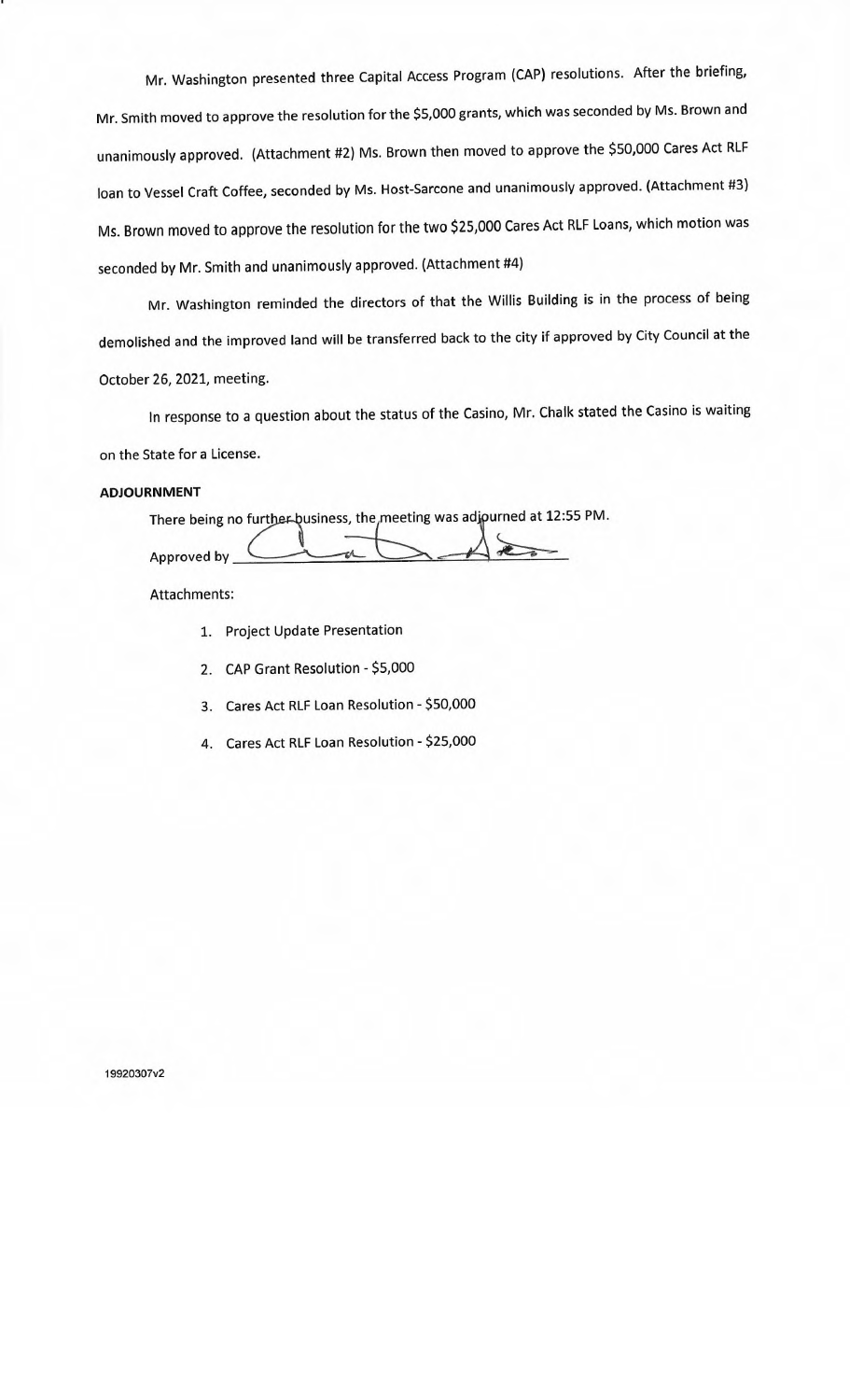Mr. Washington presented three Capital Access Program (CAP) resolutions. After the briefing, Mr. Smith moved to approve the resolution for the $5,000 grants, which was seconded by Ms. Brown and unanimously approved. (Attachment #2) Ms. Brown then moved to approve the $50,000 Cares Act RLF loan to Vessel Craft Coffee, seconded by Ms. Host-Sarcone and unanimously approved. (Attachment #3) Ms. Brown moved to approve the resolution for the two $25,000 Cares Act RLF Loans, which motion was seconded by Mr. Smith and unanimously approved. (Attachment #4)

Mr. Washington reminded the directors of that the Willis Building is in the process of being demolished and the improved land will be transferred back to the city if approved by City Council at the October 26, 2021, meeting.

In response to a question about the status of the Casino, Mr. Chalk stated the Casino is waiting on the State for a License.

**ADJOURNMENT**

There being no further business, the meeting was adjourned at 12:55 PM.

Approved by ______________________

Attachments:

1. Project Update Presentation
2. CAP Grant Resolution - $5,000
3. Cares Act RLF Loan Resolution - $50,000
4. Cares Act RLF Loan Resolution - $25,000

19920307v2